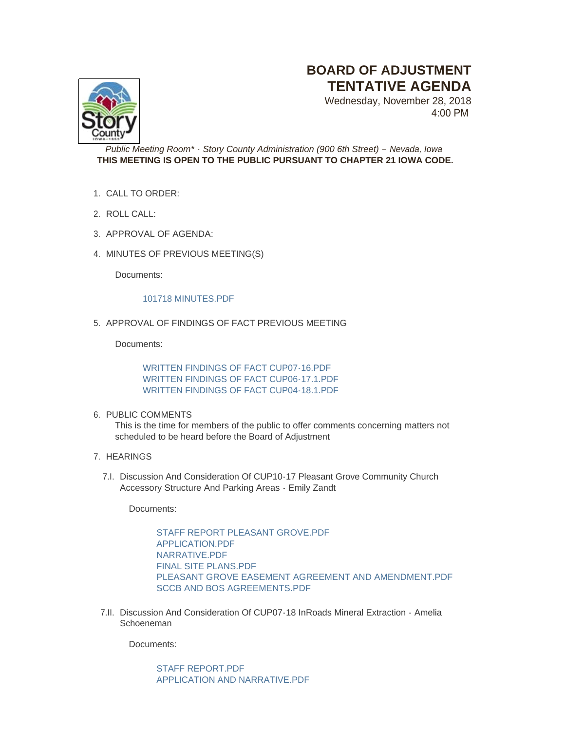# BOARD OF ADJUSTMENT TENTATIVE AGENDA

Wednesday, November 28, 2018
4:00 PM

*Public Meeting Room\* - Story County Administration (900 6th Street) – Nevada, Iowa*
**THIS MEETING IS OPEN TO THE PUBLIC PURSUANT TO CHAPTER 21 IOWA CODE.**

1. CALL TO ORDER:
2. ROLL CALL:
3. APPROVAL OF AGENDA:
4. MINUTES OF PREVIOUS MEETING(S)

   Documents:

   101718 MINUTES.PDF

5. APPROVAL OF FINDINGS OF FACT PREVIOUS MEETING

   Documents:

   WRITTEN FINDINGS OF FACT CUP07-16.PDF
   WRITTEN FINDINGS OF FACT CUP06-17.1.PDF
   WRITTEN FINDINGS OF FACT CUP04-18.1.PDF

6. PUBLIC COMMENTS
   This is the time for members of the public to offer comments concerning matters not scheduled to be heard before the Board of Adjustment

7. HEARINGS

   7.I. Discussion And Consideration Of CUP10-17 Pleasant Grove Community Church Accessory Structure And Parking Areas - Emily Zandt

   Documents:

   STAFF REPORT PLEASANT GROVE.PDF
   APPLICATION.PDF
   NARRATIVE.PDF
   FINAL SITE PLANS.PDF
   PLEASANT GROVE EASEMENT AGREEMENT AND AMENDMENT.PDF
   SCCB AND BOS AGREEMENTS.PDF

   7.II. Discussion And Consideration Of CUP07-18 InRoads Mineral Extraction - Amelia Schoeneman

   Documents:

   STAFF REPORT.PDF
   APPLICATION AND NARRATIVE.PDF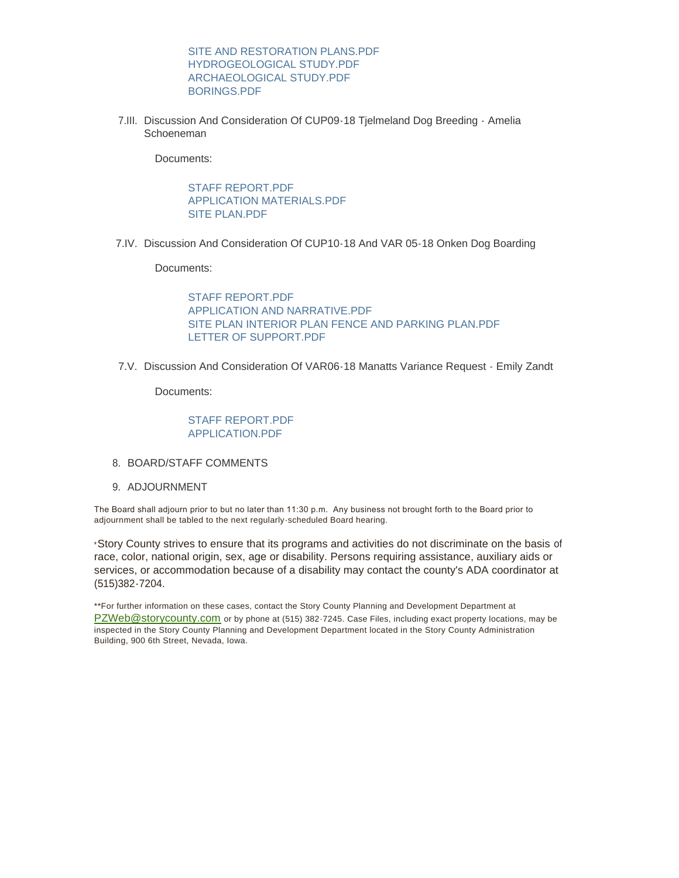SITE AND RESTORATION PLANS.PDF
HYDROGEOLOGICAL STUDY.PDF
ARCHAEOLOGICAL STUDY.PDF
BORINGS.PDF

7.III. Discussion And Consideration Of CUP09-18 Tjelmeland Dog Breeding - Amelia Schoeneman

Documents:

STAFF REPORT.PDF
APPLICATION MATERIALS.PDF
SITE PLAN.PDF

7.IV. Discussion And Consideration Of CUP10-18 And VAR 05-18 Onken Dog Boarding

Documents:

STAFF REPORT.PDF
APPLICATION AND NARRATIVE.PDF
SITE PLAN INTERIOR PLAN FENCE AND PARKING PLAN.PDF
LETTER OF SUPPORT.PDF

7.V. Discussion And Consideration Of VAR06-18 Manatts Variance Request - Emily Zandt

Documents:

STAFF REPORT.PDF
APPLICATION.PDF

8. BOARD/STAFF COMMENTS

9. ADJOURNMENT

The Board shall adjourn prior to but no later than 11:30 p.m. Any business not brought forth to the Board prior to adjournment shall be tabled to the next regularly-scheduled Board hearing.

*Story County strives to ensure that its programs and activities do not discriminate on the basis of race, color, national origin, sex, age or disability. Persons requiring assistance, auxiliary aids or services, or accommodation because of a disability may contact the county's ADA coordinator at (515)382-7204.

**For further information on these cases, contact the Story County Planning and Development Department at PZWeb@storycounty.com or by phone at (515) 382-7245. Case Files, including exact property locations, may be inspected in the Story County Planning and Development Department located in the Story County Administration Building, 900 6th Street, Nevada, Iowa.